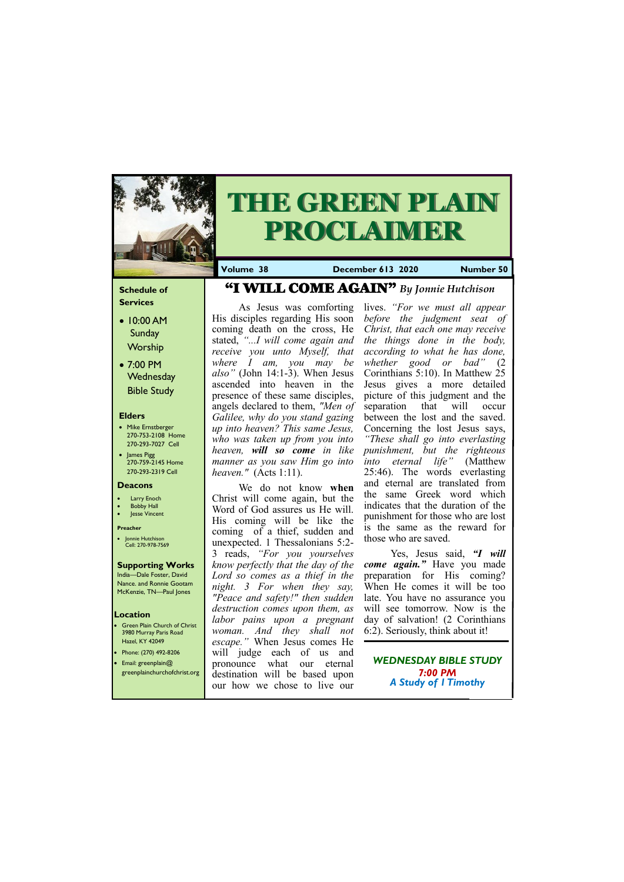# THE GREEN PLAIN PROCLAIMER

**Volume 38** | **December 613 2020** | **Number 50**

### Schedule of Services

- 10:00 AM Sunday Worship
- 7:00 PM Wednesday Bible Study

### Elders

- Mike Ernstberger 270-753-2108 Home 270-293-7027 Cell
- James Pigg 270-759-2145 Home 270-293-2319 Cell

### Deacons

- Larry Enoch
- Bobby Hall
- Jesse Vincent

### Preacher

- Jonnie Hutchison Cell: 270-978-7569

### Supporting Works

India—Dale Foster, David Nance. and Ronnie Gootam McKenzie, TN—Paul Jones

### Location

- Green Plain Church of Christ 3980 Murray Paris Road Hazel, KY 42049
- Phone: (270) 492-8206
- Email: greenplain@greenplainchurchofchrist.org

## "I WILL COME AGAIN" *By Jonnie Hutchison*

As Jesus was comforting His disciples regarding His soon coming death on the cross, He stated, *"...I will come again and receive you unto Myself, that where I am, you may be also"* (John 14:1-3). When Jesus ascended into heaven in the presence of these same disciples, angels declared to them, *"Men of Galilee, why do you stand gazing up into heaven? This same Jesus, who was taken up from you into heaven, **will so come** in like manner as you saw Him go into heaven."* (Acts 1:11).

We do not know **when** Christ will come again, but the Word of God assures us He will. His coming will be like the coming of a thief, sudden and unexpected. 1 Thessalonians 5:2-3 reads, *"For you yourselves know perfectly that the day of the Lord so comes as a thief in the night. 3 For when they say, "Peace and safety!" then sudden destruction comes upon them, as labor pains upon a pregnant woman. And they shall not escape."* When Jesus comes He will judge each of us and pronounce what our eternal destination will be based upon our how we chose to live our lives. *"For we must all appear before the judgment seat of Christ, that each one may receive the things done in the body, according to what he has done, whether good or bad"* (2 Corinthians 5:10). In Matthew 25 Jesus gives a more detailed picture of this judgment and the separation that will occur between the lost and the saved. Concerning the lost Jesus says, *"These shall go into everlasting punishment, but the righteous into eternal life"* (Matthew 25:46). The words everlasting and eternal are translated from the same Greek word which indicates that the duration of the punishment for those who are lost is the same as the reward for those who are saved.

Yes, Jesus said, ***"I will come again."*** Have you made preparation for His coming? When He comes it will be too late. You have no assurance you will see tomorrow. Now is the day of salvation! (2 Corinthians 6:2). Seriously, think about it!

**WEDNESDAY BIBLE STUDY**
**7:00 PM**
***A Study of I Timothy***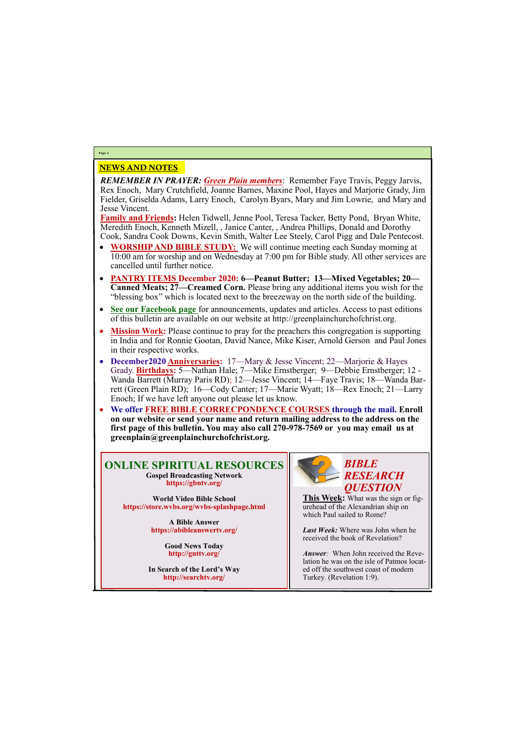## NEWS AND NOTES

***REMEMBER IN PRAYER:*** ***Green Plain members***: Remember Faye Travis, Peggy Jarvis, Rex Enoch, Mary Crutchfield, Joanne Barnes, Maxine Pool, Hayes and Marjorie Grady, Jim Fielder, Griselda Adams, Larry Enoch, Carolyn Byars, Mary and Jim Lowrie, and Mary and Jesse Vincent.

**Family and Friends:** Helen Tidwell, Jenne Pool, Teresa Tacker, Betty Pond, Bryan White, Meredith Enoch, Kenneth Mizell, , Janice Canter, , Andrea Phillips, Donald and Dorothy Cook, Sandra Cook Downs, Kevin Smith, Walter Lee Steely, Carol Pigg and Dale Pentecost.

- **WORSHIP AND BIBLE STUDY:** We will continue meeting each Sunday morning at 10:00 am for worship and on Wednesday at 7:00 pm for Bible study. All other services are cancelled until further notice.
- **PANTRY ITEMS December 2020: 6—Peanut Butter; 13—Mixed Vegetables; 20—Canned Meats; 27—Creamed Corn.** Please bring any additional items you wish for the "blessing box" which is located next to the breezeway on the north side of the building.
- **See our Facebook page** for announcements, updates and articles. Access to past editions of this bulletin are available on our website at http://greenplainchurchofchrist.org.
- **Mission Work:** Please continue to pray for the preachers this congregation is supporting in India and for Ronnie Gootan, David Nance, Mike Kiser, Arnold Gerson and Paul Jones in their respective works.
- **December2020 Anniversaries:** 17—Mary & Jesse Vincent; 22—Marjorie & Hayes Grady. **Birthdays:** 5—Nathan Hale; 7—Mike Ernstberger; 9—Debbie Ernstberger; 12 - Wanda Barrett (Murray Paris RD); 12—Jesse Vincent; 14—Faye Travis; 18—Wanda Barrett (Green Plain RD); 16—Cody Canter; 17—Marie Wyatt; 18—Rex Enoch; 21—Larry Enoch; If we have left anyone out please let us know.
- **We offer FREE BIBLE CORRECPONDENCE COURSES through the mail. Enroll on our website or send your name and return mailing address to the address on the first page of this bulletin. You may also call 270-978-7569 or you may email us at greenplain@greenplainchurchofchrist.org.**

## ONLINE SPIRITUAL RESOURCES

**Gospel Broadcasting Network**
**https://gbntv.org/**

**World Video Bible School**
**https://store.wvbs.org/wvbs-splashpage.html**

**A Bible Answer**
**https://abibleanswertv.org/**

**Good News Today**
**http://gnttv.org/**

**In Search of the Lord's Way**
**http://searchtv.org/**

## *BIBLE RESEARCH QUESTION*

**This Week:** What was the sign or figurehead of the Alexandrian ship on which Paul sailed to Rome?

***Last Week:*** Where was John when he received the book of Revelation?

***Answer:*** When John received the Revelation he was on the isle of Patmos located off the southwest coast of modern Turkey. (Revelation 1:9).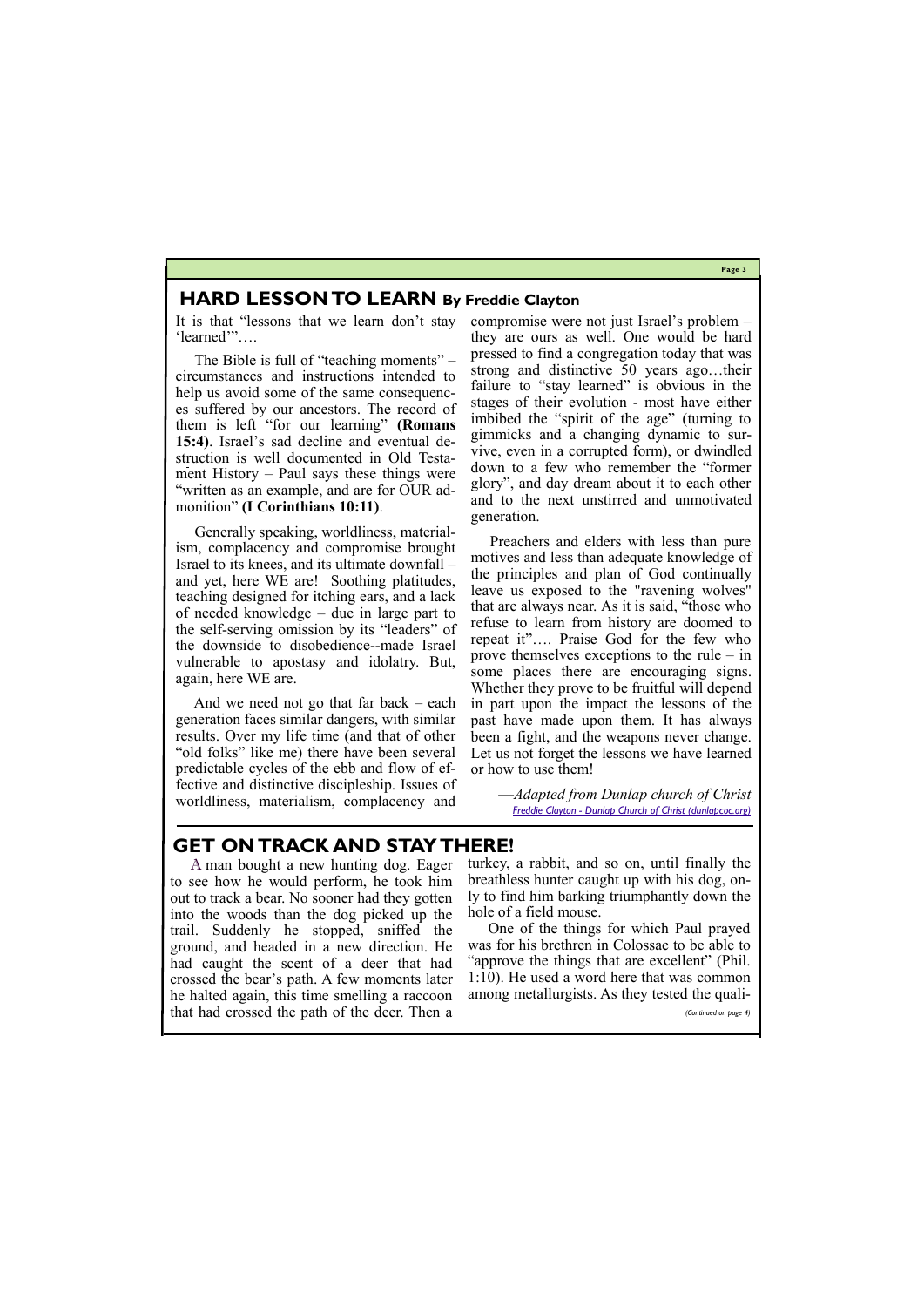## HARD LESSON TO LEARN By Freddie Clayton

It is that "lessons that we learn don't stay 'learned'"….

The Bible is full of "teaching moments" – circumstances and instructions intended to help us avoid some of the same consequences suffered by our ancestors. The record of them is left "for our learning" **(Romans 15:4)**. Israel's sad decline and eventual destruction is well documented in Old Testament History – Paul says these things were "written as an example, and are for OUR admonition" **(I Corinthians 10:11)**.

Generally speaking, worldliness, materialism, complacency and compromise brought Israel to its knees, and its ultimate downfall – and yet, here WE are! Soothing platitudes, teaching designed for itching ears, and a lack of needed knowledge – due in large part to the self-serving omission by its "leaders" of the downside to disobedience--made Israel vulnerable to apostasy and idolatry. But, again, here WE are.

And we need not go that far back – each generation faces similar dangers, with similar results. Over my life time (and that of other "old folks" like me) there have been several predictable cycles of the ebb and flow of effective and distinctive discipleship. Issues of worldliness, materialism, complacency and compromise were not just Israel's problem – they are ours as well. One would be hard pressed to find a congregation today that was strong and distinctive 50 years ago…their failure to "stay learned" is obvious in the stages of their evolution - most have either imbibed the "spirit of the age" (turning to gimmicks and a changing dynamic to survive, even in a corrupted form), or dwindled down to a few who remember the "former glory", and day dream about it to each other and to the next unstirred and unmotivated generation.

Preachers and elders with less than pure motives and less than adequate knowledge of the principles and plan of God continually leave us exposed to the "ravening wolves" that are always near. As it is said, "those who refuse to learn from history are doomed to repeat it"…. Praise God for the few who prove themselves exceptions to the rule – in some places there are encouraging signs. Whether they prove to be fruitful will depend in part upon the impact the lessons of the past have made upon them. It has always been a fight, and the weapons never change. Let us not forget the lessons we have learned or how to use them!

*—Adapted from Dunlap church of Christ*
*Freddie Clayton - Dunlap Church of Christ (dunlapcoc.org)*

## GET ON TRACK AND STAY THERE!

A man bought a new hunting dog. Eager to see how he would perform, he took him out to track a bear. No sooner had they gotten into the woods than the dog picked up the trail. Suddenly he stopped, sniffed the ground, and headed in a new direction. He had caught the scent of a deer that had crossed the bear's path. A few moments later he halted again, this time smelling a raccoon that had crossed the path of the deer. Then a turkey, a rabbit, and so on, until finally the breathless hunter caught up with his dog, only to find him barking triumphantly down the hole of a field mouse.

One of the things for which Paul prayed was for his brethren in Colossae to be able to "approve the things that are excellent" (Phil. 1:10). He used a word here that was common among metallurgists. As they tested the quali-

*(Continued on page 4)*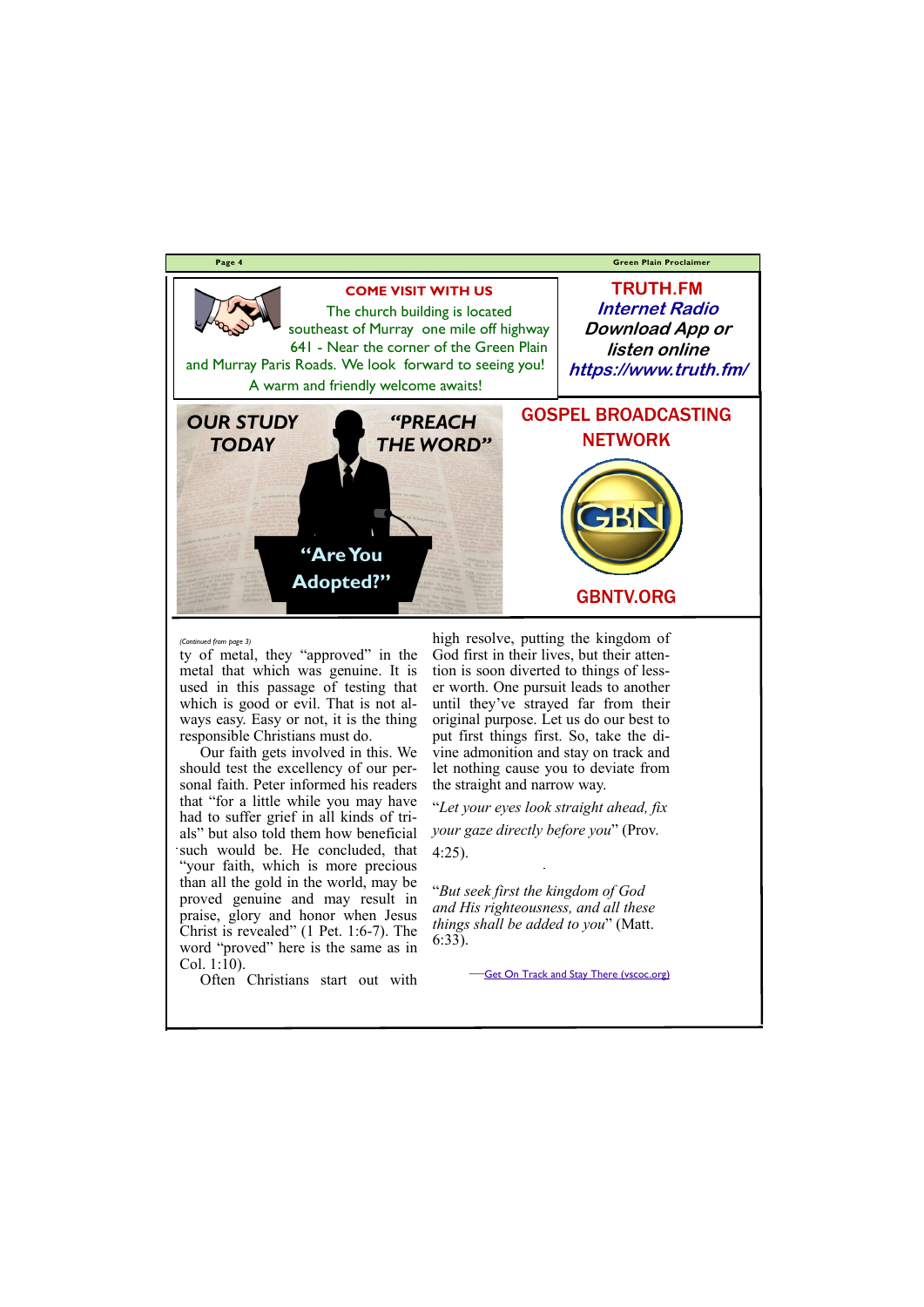## COME VISIT WITH US

The church building is located southeast of Murray one mile off highway 641 - Near the corner of the Green Plain and Murray Paris Roads. We look forward to seeing you! A warm and friendly welcome awaits!

## TRUTH.FM

*Internet Radio*

*Download App or listen online*

*https://www.truth.fm/*

## OUR STUDY TODAY "PREACH THE WORD"

**"Are You Adopted?"**

## GOSPEL BROADCASTING NETWORK

GBNTV.ORG

*(Continued from page 3)*

ty of metal, they "approved" in the metal that which was genuine. It is used in this passage of testing that which is good or evil. That is not always easy. Easy or not, it is the thing responsible Christians must do.

Our faith gets involved in this. We should test the excellency of our personal faith. Peter informed his readers that "for a little while you may have had to suffer grief in all kinds of trials" but also told them how beneficial such would be. He concluded, that "your faith, which is more precious than all the gold in the world, may be proved genuine and may result in praise, glory and honor when Jesus Christ is revealed" (1 Pet. 1:6-7). The word "proved" here is the same as in Col. 1:10).

Often Christians start out with high resolve, putting the kingdom of God first in their lives, but their attention is soon diverted to things of lesser worth. One pursuit leads to another until they've strayed far from their original purpose. Let us do our best to put first things first. So, take the divine admonition and stay on track and let nothing cause you to deviate from the straight and narrow way.

"*Let your eyes look straight ahead, fix your gaze directly before you*" (Prov. 4:25).

"*But seek first the kingdom of God and His righteousness, and all these things shall be added to you*" (Matt. 6:33).

—Get On Track and Stay There (vscoc.org)